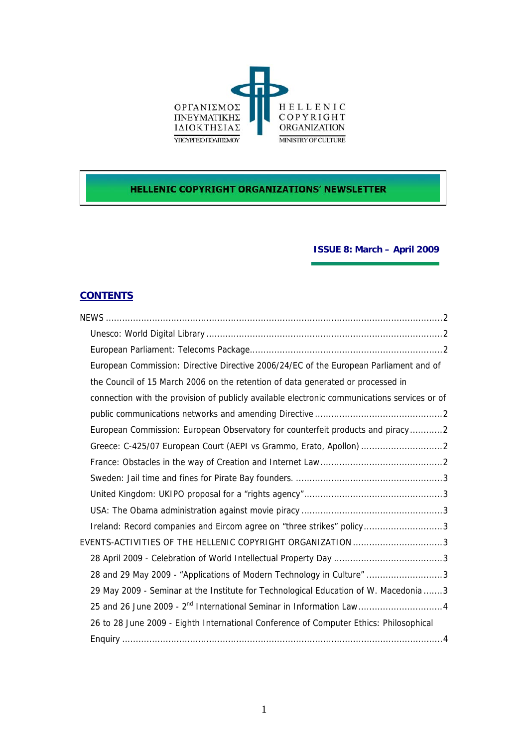ΟΡΓΑΝΙΣΜΟΣ ΠΝΕΥΜΑΤΙΚΗΣ ΙΔΙΟΚΤΗΣΙΑΣ
ΥΠΟΥΡΓΕΙΟ ΠΟΛΙΤΙΣΜΟΥ

HELLENIC COPYRIGHT ORGANIZATION
MINISTRY OF CULTURE

# HELLENIC COPYRIGHT ORGANIZATIONS' NEWSLETTER

**ISSUE 8: March – April 2009**

## CONTENTS

NEWS ....................................................................................................................2

- Unesco: World Digital Library .........................................................................2
- European Parliament: Telecoms Package.........................................................2
- European Commission: Directive Directive 2006/24/EC of the European Parliament and of the Council of 15 March 2006 on the retention of data generated or processed in connection with the provision of publicly available electronic communications services or of public communications networks and amending Directive ..............................................2
- European Commission: European Observatory for counterfeit products and piracy............2
- Greece: C-425/07 European Court (AEPI vs Grammo, Erato, Apollon) .............................2
- France: Obstacles in the way of Creation and Internet Law.............................................2
- Sweden: Jail time and fines for Pirate Bay founders. .....................................................3
- United Kingdom: UKIPO proposal for a "rights agency"..................................................3
- USA: The Obama administration against movie piracy ...................................................3
- Ireland: Record companies and Eircom agree on "three strikes" policy.............................3

EVENTS-ACTIVITIES OF THE HELLENIC COPYRIGHT ORGANIZATION ................................3

- 28 April 2009 - Celebration of World Intellectual Property Day ........................................3
- 28 and 29 May 2009 - "Applications of Modern Technology in Culture" ............................3
- 29 May 2009 - Seminar at the Institute for Technological Education of W. Macedonia .......3
- 25 and 26 June 2009 - 2nd International Seminar in Information Law...............................4
- 26 to 28 June 2009 - Eighth International Conference of Computer Ethics: Philosophical Enquiry ....................................................................................................................4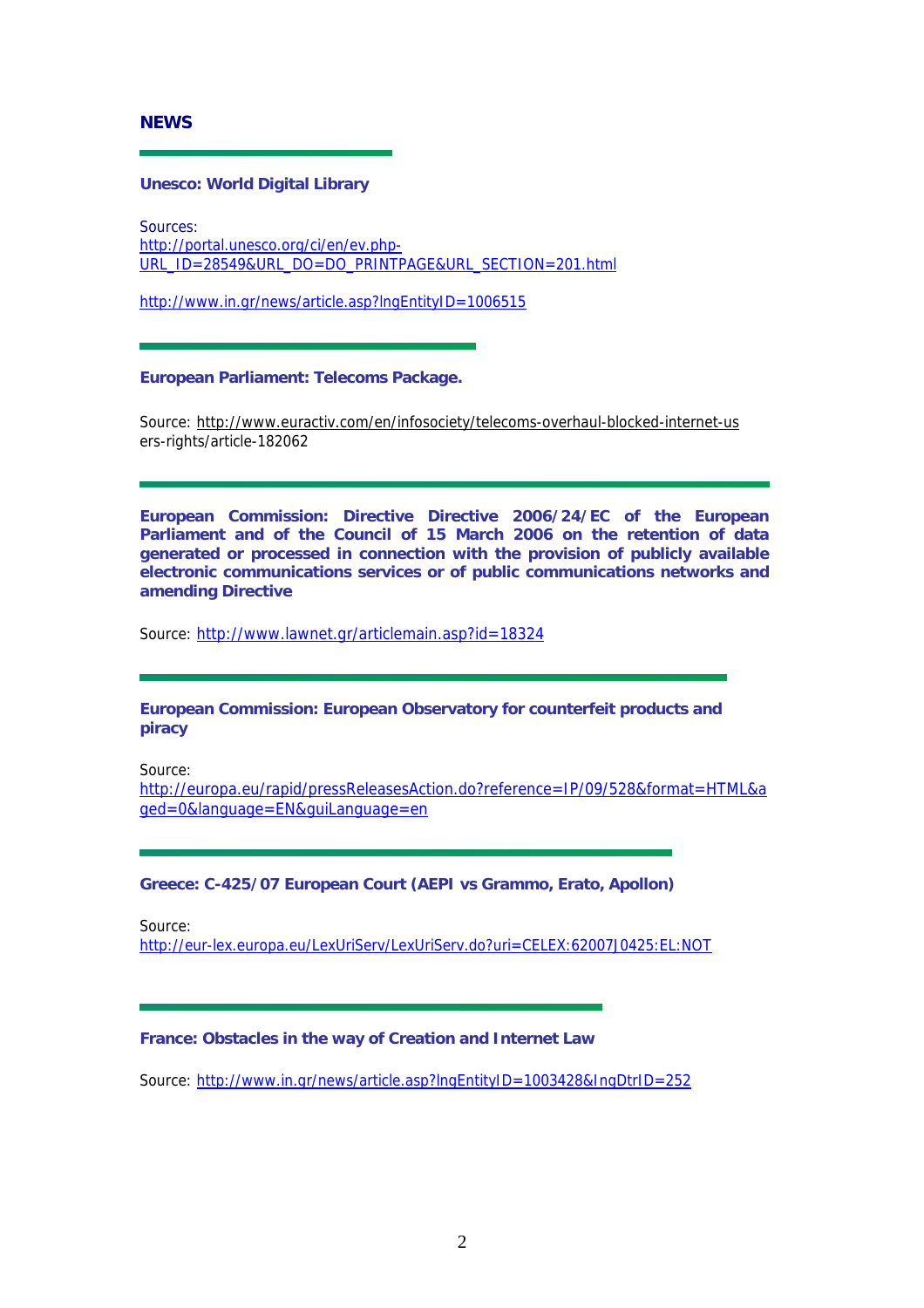## NEWS

---

### Unesco: World Digital Library

Sources:
http://portal.unesco.org/ci/en/ev.php-URL_ID=28549&URL_DO=DO_PRINTPAGE&URL_SECTION=201.html

http://www.in.gr/news/article.asp?lngEntityID=1006515

---

### European Parliament: Telecoms Package.

Source: http://www.euractiv.com/en/infosociety/telecoms-overhaul-blocked-internet-users-rights/article-182062

---

### European Commission: Directive Directive 2006/24/EC of the European Parliament and of the Council of 15 March 2006 on the retention of data generated or processed in connection with the provision of publicly available electronic communications services or of public communications networks and amending Directive

Source: http://www.lawnet.gr/articlemain.asp?id=18324

---

### European Commission: European Observatory for counterfeit products and piracy

Source:
http://europa.eu/rapid/pressReleasesAction.do?reference=IP/09/528&format=HTML&aged=0&language=EN&guiLanguage=en

---

### Greece: C-425/07 European Court (AEPI vs Grammo, Erato, Apollon)

Source:
http://eur-lex.europa.eu/LexUriServ/LexUriServ.do?uri=CELEX:62007J0425:EL:NOT

---

### France: Obstacles in the way of Creation and Internet Law

Source: http://www.in.gr/news/article.asp?lngEntityID=1003428&lngDtrID=252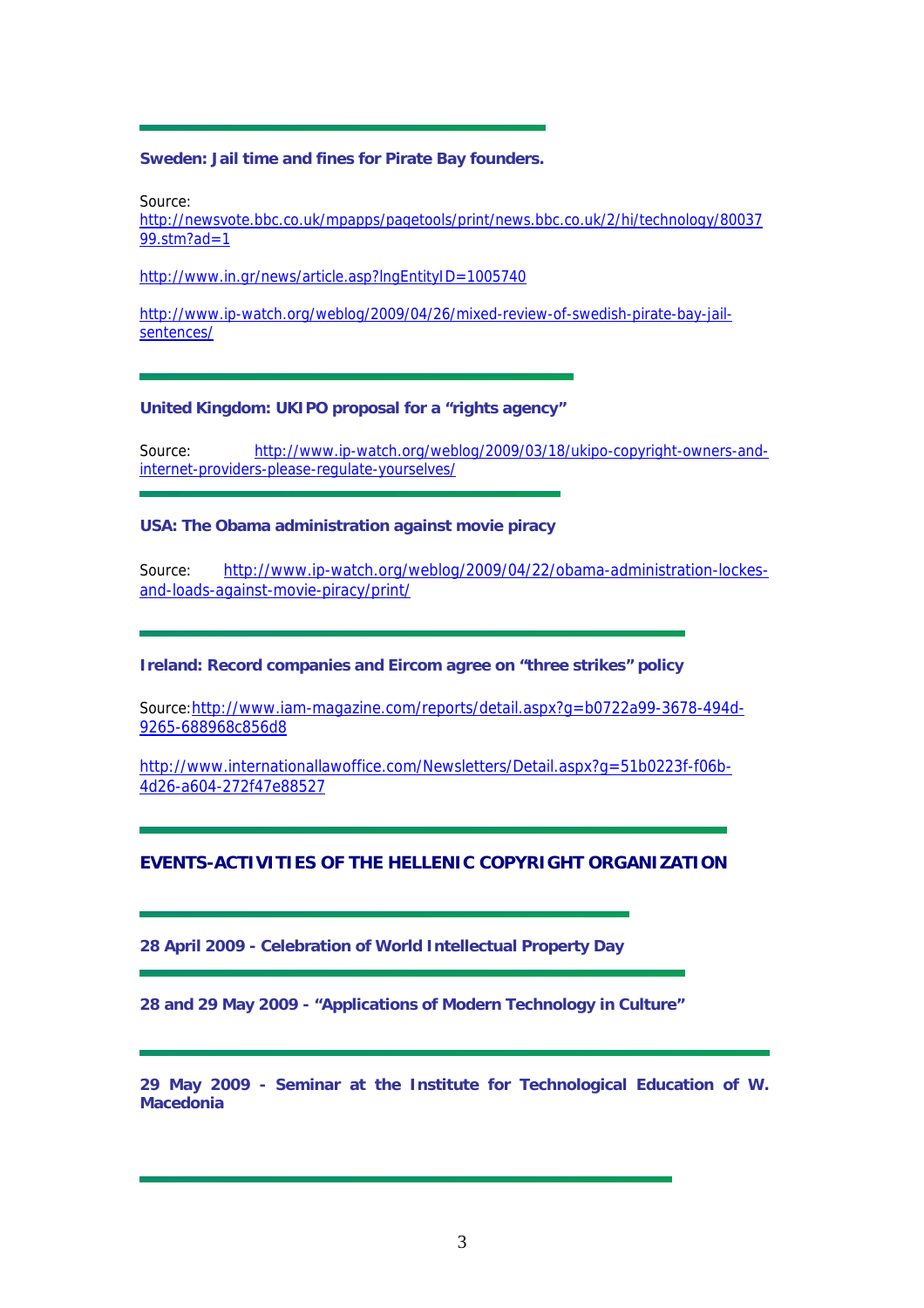### Sweden: Jail time and fines for Pirate Bay founders.

Source:
http://newsvote.bbc.co.uk/mpapps/pagetools/print/news.bbc.co.uk/2/hi/technology/8003799.stm?ad=1

http://www.in.gr/news/article.asp?lngEntityID=1005740

http://www.ip-watch.org/weblog/2009/04/26/mixed-review-of-swedish-pirate-bay-jail-sentences/

### United Kingdom: UKIPO proposal for a "rights agency"

Source: http://www.ip-watch.org/weblog/2009/03/18/ukipo-copyright-owners-and-internet-providers-please-regulate-yourselves/

### USA: The Obama administration against movie piracy

Source: http://www.ip-watch.org/weblog/2009/04/22/obama-administration-lockes-and-loads-against-movie-piracy/print/

### Ireland: Record companies and Eircom agree on "three strikes" policy

Source: http://www.iam-magazine.com/reports/detail.aspx?g=b0722a99-3678-494d-9265-688968c856d8

http://www.internationallawoffice.com/Newsletters/Detail.aspx?g=51b0223f-f06b-4d26-a604-272f47e88527

## EVENTS-ACTIVITIES OF THE HELLENIC COPYRIGHT ORGANIZATION

### 28 April 2009 - Celebration of World Intellectual Property Day

### 28 and 29 May 2009 - "Applications of Modern Technology in Culture"

### 29 May 2009 - Seminar at the Institute for Technological Education of W. Macedonia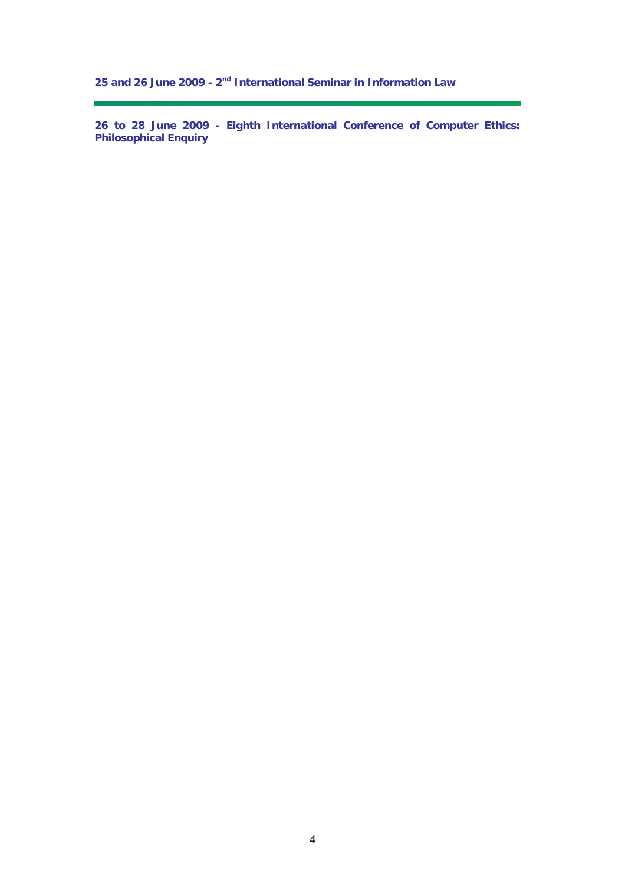**25 and 26 June 2009 - 2nd International Seminar in Information Law**

---

**26 to 28 June 2009 - Eighth International Conference of Computer Ethics: Philosophical Enquiry**